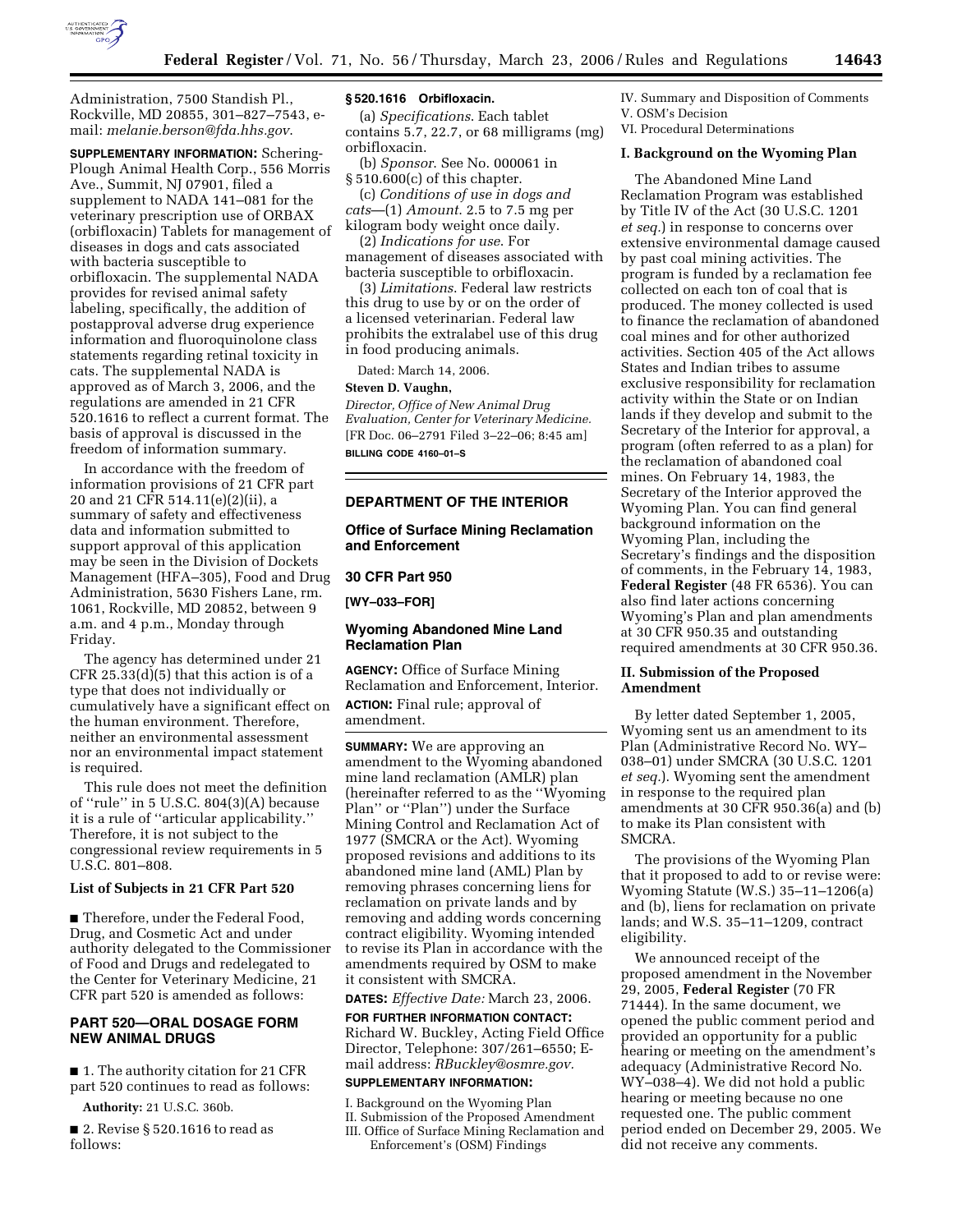Administration, 7500 Standish Pl., Rockville, MD 20855, 301–827–7543, e-mail: *melanie.berson@fda.hhs.gov*.

**SUPPLEMENTARY INFORMATION:** Schering-Plough Animal Health Corp., 556 Morris Ave., Summit, NJ 07901, filed a supplement to NADA 141–081 for the veterinary prescription use of ORBAX (orbifloxacin) Tablets for management of diseases in dogs and cats associated with bacteria susceptible to orbifloxacin. The supplemental NADA provides for revised animal safety labeling, specifically, the addition of postapproval adverse drug experience information and fluoroquinolone class statements regarding retinal toxicity in cats. The supplemental NADA is approved as of March 3, 2006, and the regulations are amended in 21 CFR 520.1616 to reflect a current format. The basis of approval is discussed in the freedom of information summary.

In accordance with the freedom of information provisions of 21 CFR part 20 and 21 CFR 514.11(e)(2)(ii), a summary of safety and effectiveness data and information submitted to support approval of this application may be seen in the Division of Dockets Management (HFA–305), Food and Drug Administration, 5630 Fishers Lane, rm. 1061, Rockville, MD 20852, between 9 a.m. and 4 p.m., Monday through Friday.

The agency has determined under 21 CFR 25.33(d)(5) that this action is of a type that does not individually or cumulatively have a significant effect on the human environment. Therefore, neither an environmental assessment nor an environmental impact statement is required.

This rule does not meet the definition of ''rule'' in 5 U.S.C. 804(3)(A) because it is a rule of ''articular applicability.'' Therefore, it is not subject to the congressional review requirements in 5 U.S.C. 801–808.

### List of Subjects in 21 CFR Part 520

■ Therefore, under the Federal Food, Drug, and Cosmetic Act and under authority delegated to the Commissioner of Food and Drugs and redelegated to the Center for Veterinary Medicine, 21 CFR part 520 is amended as follows:

## PART 520—ORAL DOSAGE FORM NEW ANIMAL DRUGS

■ 1. The authority citation for 21 CFR part 520 continues to read as follows:

**Authority:** 21 U.S.C. 360b.

■ 2. Revise § 520.1616 to read as follows:

### § 520.1616 Orbifloxacin.

(a) *Specifications*. Each tablet contains 5.7, 22.7, or 68 milligrams (mg) orbifloxacin.

(b) *Sponsor*. See No. 000061 in § 510.600(c) of this chapter.

(c) *Conditions of use in dogs and cats*—(1) *Amount*. 2.5 to 7.5 mg per kilogram body weight once daily.

(2) *Indications for use*. For management of diseases associated with bacteria susceptible to orbifloxacin.

(3) *Limitations*. Federal law restricts this drug to use by or on the order of a licensed veterinarian. Federal law prohibits the extralabel use of this drug in food producing animals.

Dated: March 14, 2006.

**Steven D. Vaughn,**

*Director, Office of New Animal Drug Evaluation, Center for Veterinary Medicine.*

[FR Doc. 06–2791 Filed 3–22–06; 8:45 am]

**BILLING CODE 4160–01–S**

---

## DEPARTMENT OF THE INTERIOR

### Office of Surface Mining Reclamation and Enforcement

### 30 CFR Part 950

**[WY–033–FOR]**

### Wyoming Abandoned Mine Land Reclamation Plan

**AGENCY:** Office of Surface Mining Reclamation and Enforcement, Interior.

**ACTION:** Final rule; approval of amendment.

**SUMMARY:** We are approving an amendment to the Wyoming abandoned mine land reclamation (AMLR) plan (hereinafter referred to as the ''Wyoming Plan'' or ''Plan'') under the Surface Mining Control and Reclamation Act of 1977 (SMCRA or the Act). Wyoming proposed revisions and additions to its abandoned mine land (AML) Plan by removing phrases concerning liens for reclamation on private lands and by removing and adding words concerning contract eligibility. Wyoming intended to revise its Plan in accordance with the amendments required by OSM to make it consistent with SMCRA.

**DATES:** *Effective Date:* March 23, 2006.

**FOR FURTHER INFORMATION CONTACT:** Richard W. Buckley, Acting Field Office Director, Telephone: 307/261–6550; E-mail address: *RBuckley@osmre.gov*.

**SUPPLEMENTARY INFORMATION:**

I. Background on the Wyoming Plan
II. Submission of the Proposed Amendment
III. Office of Surface Mining Reclamation and Enforcement's (OSM) Findings
IV. Summary and Disposition of Comments
V. OSM's Decision
VI. Procedural Determinations

### I. Background on the Wyoming Plan

The Abandoned Mine Land Reclamation Program was established by Title IV of the Act (30 U.S.C. 1201 *et seq.*) in response to concerns over extensive environmental damage caused by past coal mining activities. The program is funded by a reclamation fee collected on each ton of coal that is produced. The money collected is used to finance the reclamation of abandoned coal mines and for other authorized activities. Section 405 of the Act allows States and Indian tribes to assume exclusive responsibility for reclamation activity within the State or on Indian lands if they develop and submit to the Secretary of the Interior for approval, a program (often referred to as a plan) for the reclamation of abandoned coal mines. On February 14, 1983, the Secretary of the Interior approved the Wyoming Plan. You can find general background information on the Wyoming Plan, including the Secretary's findings and the disposition of comments, in the February 14, 1983, **Federal Register** (48 FR 6536). You can also find later actions concerning Wyoming's Plan and plan amendments at 30 CFR 950.35 and outstanding required amendments at 30 CFR 950.36.

### II. Submission of the Proposed Amendment

By letter dated September 1, 2005, Wyoming sent us an amendment to its Plan (Administrative Record No. WY–038–01) under SMCRA (30 U.S.C. 1201 *et seq.*). Wyoming sent the amendment in response to the required plan amendments at 30 CFR 950.36(a) and (b) to make its Plan consistent with SMCRA.

The provisions of the Wyoming Plan that it proposed to add to or revise were: Wyoming Statute (W.S.) 35–11–1206(a) and (b), liens for reclamation on private lands; and W.S. 35–11–1209, contract eligibility.

We announced receipt of the proposed amendment in the November 29, 2005, **Federal Register** (70 FR 71444). In the same document, we opened the public comment period and provided an opportunity for a public hearing or meeting on the amendment's adequacy (Administrative Record No. WY–038–4). We did not hold a public hearing or meeting because no one requested one. The public comment period ended on December 29, 2005. We did not receive any comments.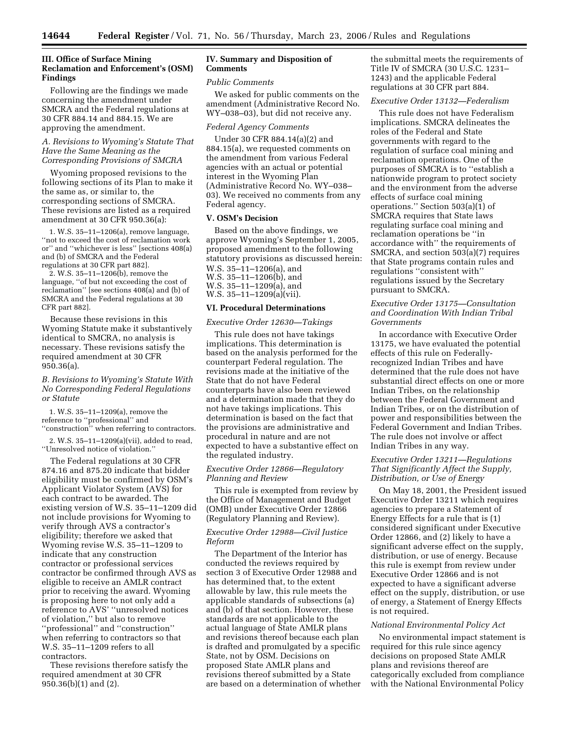## III. Office of Surface Mining Reclamation and Enforcement's (OSM) Findings

Following are the findings we made concerning the amendment under SMCRA and the Federal regulations at 30 CFR 884.14 and 884.15. We are approving the amendment.

### *A. Revisions to Wyoming's Statute That Have the Same Meaning as the Corresponding Provisions of SMCRA*

Wyoming proposed revisions to the following sections of its Plan to make it the same as, or similar to, the corresponding sections of SMCRA. These revisions are listed as a required amendment at 30 CFR 950.36(a):

1. W.S. 35–11–1206(a), remove language, ''not to exceed the cost of reclamation work or'' and ''whichever is less'' [sections 408(a) and (b) of SMCRA and the Federal regulations at 30 CFR part 882].

2. W.S. 35–11–1206(b), remove the language, ''of but not exceeding the cost of reclamation'' [see sections 408(a) and (b) of SMCRA and the Federal regulations at 30 CFR part 882].

Because these revisions in this Wyoming Statute make it substantively identical to SMCRA, no analysis is necessary. These revisions satisfy the required amendment at 30 CFR 950.36(a).

### *B. Revisions to Wyoming's Statute With No Corresponding Federal Regulations or Statute*

1. W.S. 35–11–1209(a), remove the reference to ''professional'' and ''construction'' when referring to contractors.

2. W.S. 35–11–1209(a)(vii), added to read, ''Unresolved notice of violation.''

The Federal regulations at 30 CFR 874.16 and 875.20 indicate that bidder eligibility must be confirmed by OSM's Applicant Violator System (AVS) for each contract to be awarded. The existing version of W.S. 35–11–1209 did not include provisions for Wyoming to verify through AVS a contractor's eligibility; therefore we asked that Wyoming revise W.S. 35–11–1209 to indicate that any construction contractor or professional services contractor be confirmed through AVS as eligible to receive an AMLR contract prior to receiving the award. Wyoming is proposing here to not only add a reference to AVS' ''unresolved notices of violation,'' but also to remove ''professional'' and ''construction'' when referring to contractors so that W.S. 35–11–1209 refers to all contractors.

These revisions therefore satisfy the required amendment at 30 CFR 950.36(b)(1) and (2).

## IV. Summary and Disposition of Comments

### *Public Comments*

We asked for public comments on the amendment (Administrative Record No. WY–038–03), but did not receive any.

### *Federal Agency Comments*

Under 30 CFR 884.14(a)(2) and 884.15(a), we requested comments on the amendment from various Federal agencies with an actual or potential interest in the Wyoming Plan (Administrative Record No. WY–038–03). We received no comments from any Federal agency.

## V. OSM's Decision

Based on the above findings, we approve Wyoming's September 1, 2005, proposed amendment to the following statutory provisions as discussed herein:

W.S. 35–11–1206(a), and
W.S. 35–11–1206(b), and
W.S. 35–11–1209(a), and
W.S. 35–11–1209(a)(vii).

## VI. Procedural Determinations

### *Executive Order 12630—Takings*

This rule does not have takings implications. This determination is based on the analysis performed for the counterpart Federal regulation. The revisions made at the initiative of the State that do not have Federal counterparts have also been reviewed and a determination made that they do not have takings implications. This determination is based on the fact that the provisions are administrative and procedural in nature and are not expected to have a substantive effect on the regulated industry.

### *Executive Order 12866—Regulatory Planning and Review*

This rule is exempted from review by the Office of Management and Budget (OMB) under Executive Order 12866 (Regulatory Planning and Review).

### *Executive Order 12988—Civil Justice Reform*

The Department of the Interior has conducted the reviews required by section 3 of Executive Order 12988 and has determined that, to the extent allowable by law, this rule meets the applicable standards of subsections (a) and (b) of that section. However, these standards are not applicable to the actual language of State AMLR plans and revisions thereof because each plan is drafted and promulgated by a specific State, not by OSM. Decisions on proposed State AMLR plans and revisions thereof submitted by a State are based on a determination of whether the submittal meets the requirements of Title IV of SMCRA (30 U.S.C. 1231–1243) and the applicable Federal regulations at 30 CFR part 884.

### *Executive Order 13132—Federalism*

This rule does not have Federalism implications. SMCRA delineates the roles of the Federal and State governments with regard to the regulation of surface coal mining and reclamation operations. One of the purposes of SMCRA is to ''establish a nationwide program to protect society and the environment from the adverse effects of surface coal mining operations.'' Section 503(a)(1) of SMCRA requires that State laws regulating surface coal mining and reclamation operations be ''in accordance with'' the requirements of SMCRA, and section 503(a)(7) requires that State programs contain rules and regulations ''consistent with'' regulations issued by the Secretary pursuant to SMCRA.

### *Executive Order 13175—Consultation and Coordination With Indian Tribal Governments*

In accordance with Executive Order 13175, we have evaluated the potential effects of this rule on Federally-recognized Indian Tribes and have determined that the rule does not have substantial direct effects on one or more Indian Tribes, on the relationship between the Federal Government and Indian Tribes, or on the distribution of power and responsibilities between the Federal Government and Indian Tribes. The rule does not involve or affect Indian Tribes in any way.

### *Executive Order 13211—Regulations That Significantly Affect the Supply, Distribution, or Use of Energy*

On May 18, 2001, the President issued Executive Order 13211 which requires agencies to prepare a Statement of Energy Effects for a rule that is (1) considered significant under Executive Order 12866, and (2) likely to have a significant adverse effect on the supply, distribution, or use of energy. Because this rule is exempt from review under Executive Order 12866 and is not expected to have a significant adverse effect on the supply, distribution, or use of energy, a Statement of Energy Effects is not required.

### *National Environmental Policy Act*

No environmental impact statement is required for this rule since agency decisions on proposed State AMLR plans and revisions thereof are categorically excluded from compliance with the National Environmental Policy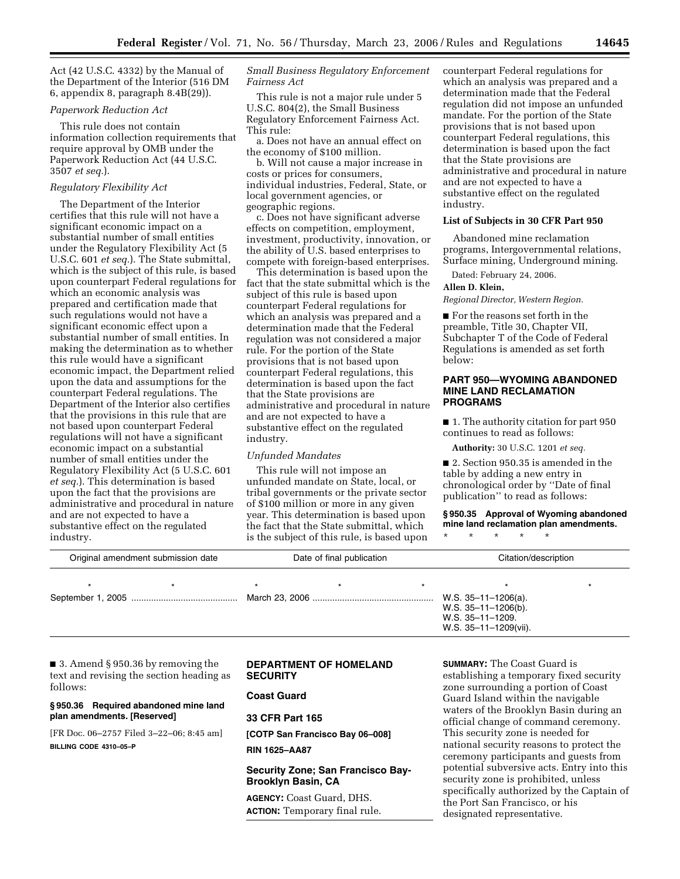Act (42 U.S.C. 4332) by the Manual of the Department of the Interior (516 DM 6, appendix 8, paragraph 8.4B(29)).

*Paperwork Reduction Act*

This rule does not contain information collection requirements that require approval by OMB under the Paperwork Reduction Act (44 U.S.C. 3507 *et seq.*).

*Regulatory Flexibility Act*

The Department of the Interior certifies that this rule will not have a significant economic impact on a substantial number of small entities under the Regulatory Flexibility Act (5 U.S.C. 601 *et seq.*). The State submittal, which is the subject of this rule, is based upon counterpart Federal regulations for which an economic analysis was prepared and certification made that such regulations would not have a significant economic effect upon a substantial number of small entities. In making the determination as to whether this rule would have a significant economic impact, the Department relied upon the data and assumptions for the counterpart Federal regulations. The Department of the Interior also certifies that the provisions in this rule that are not based upon counterpart Federal regulations will not have a significant economic impact on a substantial number of small entities under the Regulatory Flexibility Act (5 U.S.C. 601 *et seq.*). This determination is based upon the fact that the provisions are administrative and procedural in nature and are not expected to have a substantive effect on the regulated industry.

*Small Business Regulatory Enforcement Fairness Act*

This rule is not a major rule under 5 U.S.C. 804(2), the Small Business Regulatory Enforcement Fairness Act. This rule:

a. Does not have an annual effect on the economy of $100 million.

b. Will not cause a major increase in costs or prices for consumers, individual industries, Federal, State, or local government agencies, or geographic regions.

c. Does not have significant adverse effects on competition, employment, investment, productivity, innovation, or the ability of U.S. based enterprises to compete with foreign-based enterprises.

This determination is based upon the fact that the state submittal which is the subject of this rule is based upon counterpart Federal regulations for which an analysis was prepared and a determination made that the Federal regulation was not considered a major rule. For the portion of the State provisions that is not based upon counterpart Federal regulations, this determination is based upon the fact that the State provisions are administrative and procedural in nature and are not expected to have a substantive effect on the regulated industry.

*Unfunded Mandates*

This rule will not impose an unfunded mandate on State, local, or tribal governments or the private sector of $100 million or more in any given year. This determination is based upon the fact that the State submittal, which is the subject of this rule, is based upon counterpart Federal regulations for which an analysis was prepared and a determination made that the Federal regulation did not impose an unfunded mandate. For the portion of the State provisions that is not based upon counterpart Federal regulations, this determination is based upon the fact that the State provisions are administrative and procedural in nature and are not expected to have a substantive effect on the regulated industry.

**List of Subjects in 30 CFR Part 950**

Abandoned mine reclamation programs, Intergovernmental relations, Surface mining, Underground mining.

Dated: February 24, 2006.

**Allen D. Klein,**

*Regional Director, Western Region.*

■ For the reasons set forth in the preamble, Title 30, Chapter VII, Subchapter T of the Code of Federal Regulations is amended as set forth below:

## PART 950—WYOMING ABANDONED MINE LAND RECLAMATION PROGRAMS

■ 1. The authority citation for part 950 continues to read as follows:

**Authority:** 30 U.S.C. 1201 *et seq.*

■ 2. Section 950.35 is amended in the table by adding a new entry in chronological order by "Date of final publication" to read as follows:

**§ 950.35 Approval of Wyoming abandoned mine land reclamation plan amendments.**

\* \* \* \* \*

| Original amendment submission date | Date of final publication | Citation/description |
|---|---|---|
| * * | * * * | * * |
| September 1, 2005 | March 23, 2006 | W.S. 35–11–1206(a).<br>W.S. 35–11–1206(b).<br>W.S. 35–11–1209.<br>W.S. 35–11–1209(vii). |

■ 3. Amend § 950.36 by removing the text and revising the section heading as follows:

**§ 950.36 Required abandoned mine land plan amendments. [Reserved]**

[FR Doc. 06–2757 Filed 3–22–06; 8:45 am]

**BILLING CODE 4310–05–P**

## DEPARTMENT OF HOMELAND SECURITY

### Coast Guard

### 33 CFR Part 165

**[COTP San Francisco Bay 06–008]**

**RIN 1625–AA87**

### Security Zone; San Francisco Bay-Brooklyn Basin, CA

**AGENCY:** Coast Guard, DHS.

**ACTION:** Temporary final rule.

**SUMMARY:** The Coast Guard is establishing a temporary fixed security zone surrounding a portion of Coast Guard Island within the navigable waters of the Brooklyn Basin during an official change of command ceremony. This security zone is needed for national security reasons to protect the ceremony participants and guests from potential subversive acts. Entry into this security zone is prohibited, unless specifically authorized by the Captain of the Port San Francisco, or his designated representative.